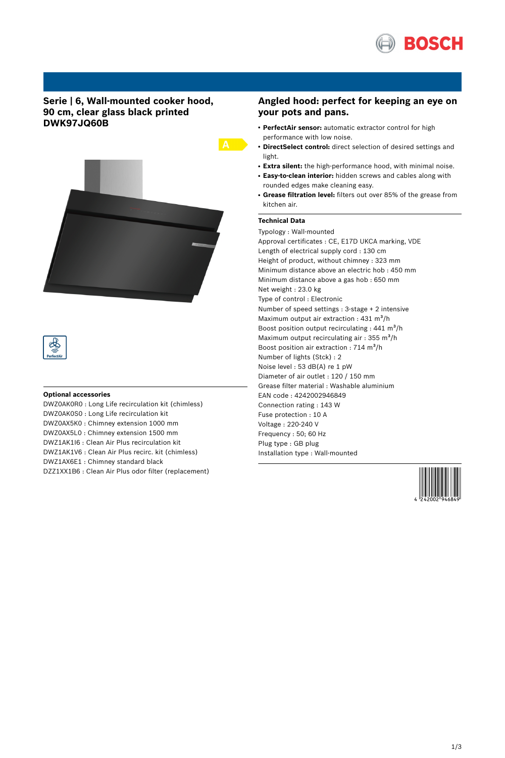# Serie | 6, Wall-mounted cooker hood, 90 cm, clear glass black printed DWK97JQ60B

A

PerfectAir

## Angled hood: perfect for keeping an eye on your pots and pans.

- **PerfectAir sensor:** automatic extractor control for high performance with low noise.
- **DirectSelect control:** direct selection of desired settings and light.
- **Extra silent:** the high-performance hood, with minimal noise.
- **Easy-to-clean interior:** hidden screws and cables along with rounded edges make cleaning easy.
- **Grease filtration level:** filters out over 85% of the grease from kitchen air.

### Technical Data

Typology : Wall-mounted
Approval certificates : CE, E17D UKCA marking, VDE
Length of electrical supply cord : 130 cm
Height of product, without chimney : 323 mm
Minimum distance above an electric hob : 450 mm
Minimum distance above a gas hob : 650 mm
Net weight : 23.0 kg
Type of control : Electronic
Number of speed settings : 3-stage + 2 intensive
Maximum output air extraction : 431 $m^3/h$
Boost position output recirculating : 441 $m^3/h$
Maximum output recirculating air : 355 $m^3/h$
Boost position air extraction : 714 $m^3/h$
Number of lights (Stck) : 2
Noise level : 53 dB(A) re 1 pW
Diameter of air outlet : 120 / 150 mm
Grease filter material : Washable aluminium
EAN code : 4242002946849
Connection rating : 143 W
Fuse protection : 10 A
Voltage : 220-240 V
Frequency : 50; 60 Hz
Plug type : GB plug
Installation type : Wall-mounted

### Optional accessories

DWZ0AK0R0 : Long Life recirculation kit (chimless)
DWZ0AK0S0 : Long Life recirculation kit
DWZ0AX5K0 : Chimney extension 1000 mm
DWZ0AX5L0 : Chimney extension 1500 mm
DWZ1AK1I6 : Clean Air Plus recirculation kit
DWZ1AK1V6 : Clean Air Plus recirc. kit (chimless)
DWZ1AX6E1 : Chimney standard black
DZZ1XX1B6 : Clean Air Plus odor filter (replacement)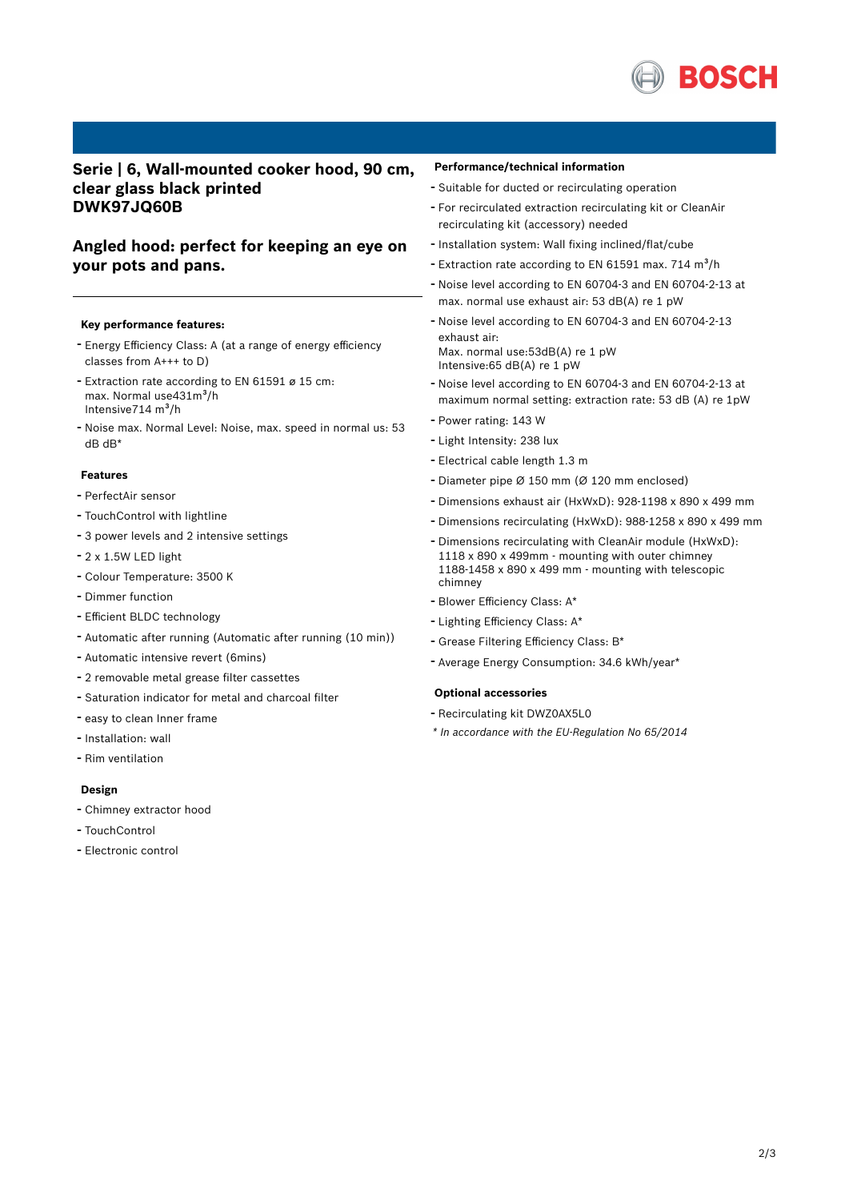## Serie | 6, Wall-mounted cooker hood, 90 cm, clear glass black printed DWK97JQ60B

## Angled hood: perfect for keeping an eye on your pots and pans.

---

### Key performance features:

- Energy Efficiency Class: A (at a range of energy efficiency classes from A+++ to D)
- Extraction rate according to EN 61591 ø 15 cm: max. Normal use431m³/h Intensive714 m³/h
- Noise max. Normal Level: Noise, max. speed in normal us: 53 dB dB*

### Features

- PerfectAir sensor
- TouchControl with lightline
- 3 power levels and 2 intensive settings
- 2 x 1.5W LED light
- Colour Temperature: 3500 K
- Dimmer function
- Efficient BLDC technology
- Automatic after running (Automatic after running (10 min))
- Automatic intensive revert (6mins)
- 2 removable metal grease filter cassettes
- Saturation indicator for metal and charcoal filter
- easy to clean Inner frame
- Installation: wall
- Rim ventilation

### Design

- Chimney extractor hood
- TouchControl
- Electronic control

### Performance/technical information

- Suitable for ducted or recirculating operation
- For recirculated extraction recirculating kit or CleanAir recirculating kit (accessory) needed
- Installation system: Wall fixing inclined/flat/cube
- Extraction rate according to EN 61591 max. 714 m³/h
- Noise level according to EN 60704-3 and EN 60704-2-13 at max. normal use exhaust air: 53 dB(A) re 1 pW
- Noise level according to EN 60704-3 and EN 60704-2-13 exhaust air:
  Max. normal use:53dB(A) re 1 pW
  Intensive:65 dB(A) re 1 pW
- Noise level according to EN 60704-3 and EN 60704-2-13 at maximum normal setting: extraction rate: 53 dB (A) re 1pW
- Power rating: 143 W
- Light Intensity: 238 lux
- Electrical cable length 1.3 m
- Diameter pipe Ø 150 mm (Ø 120 mm enclosed)
- Dimensions exhaust air (HxWxD): 928-1198 x 890 x 499 mm
- Dimensions recirculating (HxWxD): 988-1258 x 890 x 499 mm
- Dimensions recirculating with CleanAir module (HxWxD): 1118 x 890 x 499mm - mounting with outer chimney 1188-1458 x 890 x 499 mm - mounting with telescopic chimney
- Blower Efficiency Class: A*
- Lighting Efficiency Class: A*
- Grease Filtering Efficiency Class: B*
- Average Energy Consumption: 34.6 kWh/year*

### Optional accessories

- Recirculating kit DWZ0AX5L0

*\* In accordance with the EU-Regulation No 65/2014*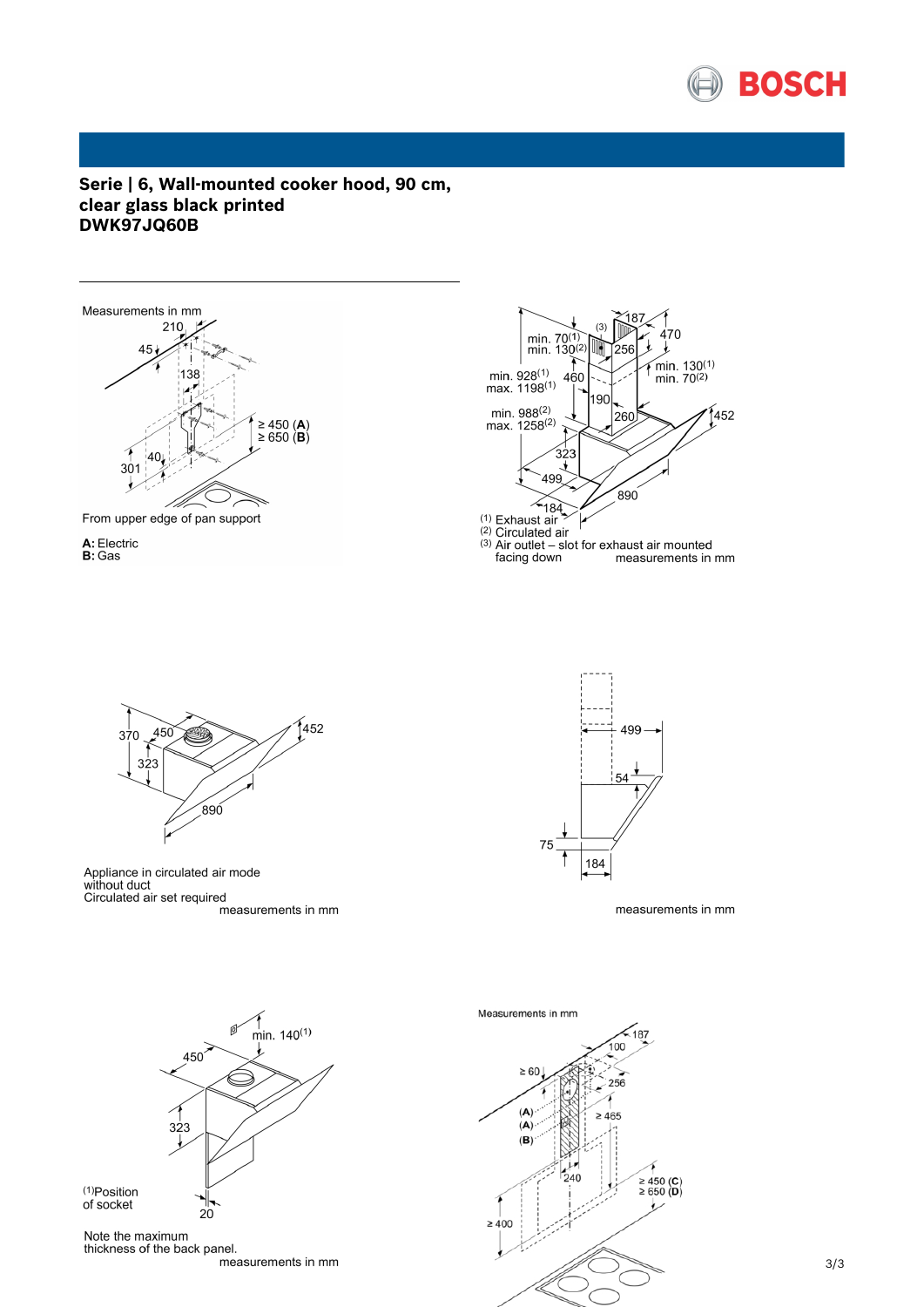# Serie | 6, Wall-mounted cooker hood, 90 cm, clear glass black printed DWK97JQ60B

Measurements in mm
210
45
138
≥ 450 (**A**)
≥ 650 (**B**)
40
301
From upper edge of pan support

**A:** Electric
**B:** Gas

min. 70(1)
min. 130(2)
(3)
187
470
256
min. 928(1)
max. 1198(1)
460
min. 130(1)
min. 70(2)
190
min. 988(2)
max. 1258(2)
260
452
323
499
890
184
(1) Exhaust air
(2) Circulated air
(3) Air outlet – slot for exhaust air mounted facing down
measurements in mm

370
450
452
323
890
Appliance in circulated air mode without duct
Circulated air set required
measurements in mm

499
54
75
184
measurements in mm

min. 140(1)
450
323
20
(1)Position of socket
Note the maximum thickness of the back panel.
measurements in mm

Measurements in mm
187
100
≥ 60
256
(A)
(A)
(B)
≥ 465
240
≥ 450 (**C**)
≥ 650 (**D**)
≥ 400